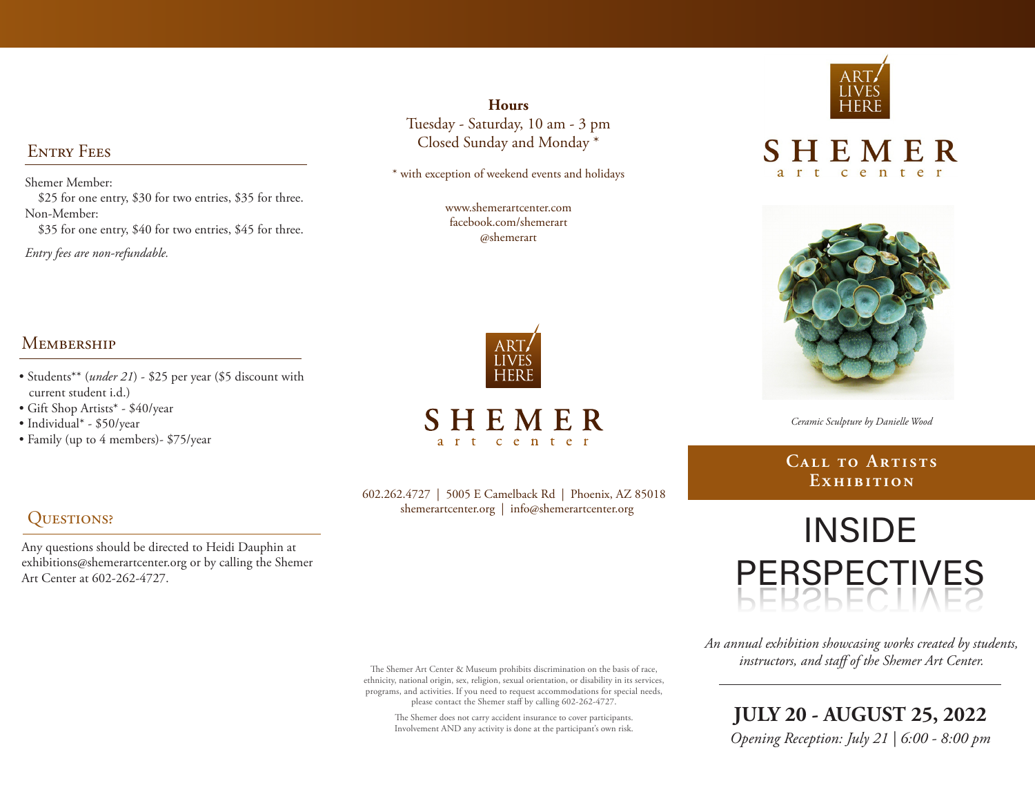## Entry Fees

Shemer Member:
$25 for one entry, $30 for two entries, $35 for three.

Non-Member:
$35 for one entry, $40 for two entries, $45 for three.

*Entry fees are non-refundable.*

## Membership

- Students** (*under 21*) - $25 per year ($5 discount with current student i.d.)
- Gift Shop Artists* - $40/year
- Individual* - $50/year
- Family (up to 4 members)- $75/year

## Questions?

Any questions should be directed to Heidi Dauphin at exhibitions@shemerartcenter.org or by calling the Shemer Art Center at 602-262-4727.

**Hours**

Tuesday - Saturday, 10 am - 3 pm
Closed Sunday and Monday *

* with exception of weekend events and holidays

www.shemerartcenter.com
facebook.com/shemerart
@shemerart

ART LIVES HERE

SHEMER
art center

602.262.4727 | 5005 E Camelback Rd | Phoenix, AZ 85018
shemerartcenter.org | info@shemerartcenter.org

The Shemer Art Center & Museum prohibits discrimination on the basis of race, ethnicity, national origin, sex, religion, sexual orientation, or disability in its services, programs, and activities. If you need to request accommodations for special needs, please contact the Shemer staff by calling 602-262-4727.

The Shemer does not carry accident insurance to cover participants. Involvement AND any activity is done at the participant's own risk.

ART LIVES HERE

SHEMER
art center

*Ceramic Sculpture by Danielle Wood*

**Call to Artists Exhibition**

# INSIDE PERSPECTIVES

*An annual exhibition showcasing works created by students, instructors, and staff of the Shemer Art Center.*

**JULY 20 - AUGUST 25, 2022**

*Opening Reception: July 21 | 6:00 - 8:00 pm*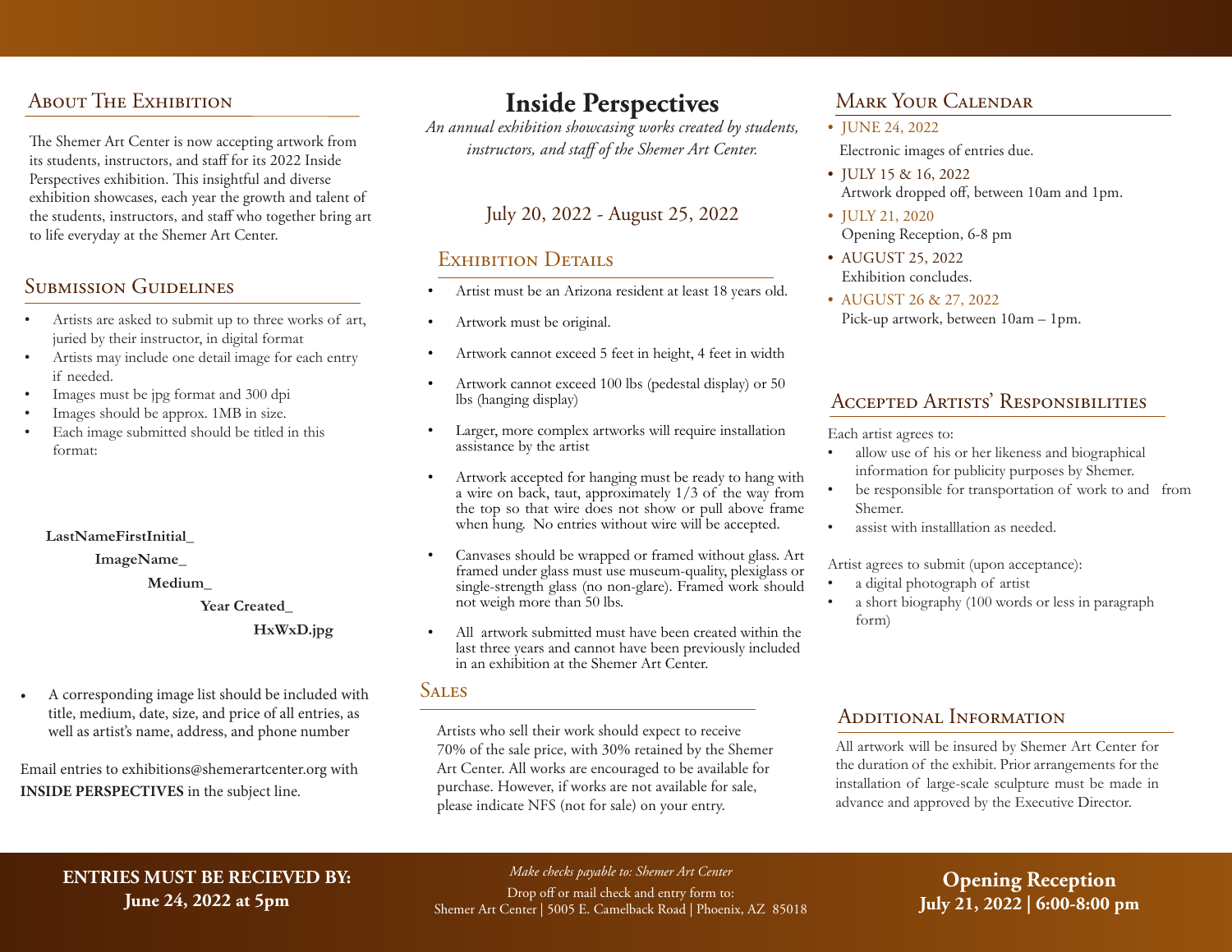# Inside Perspectives

*An annual exhibition showcasing works created by students, instructors, and staff of the Shemer Art Center.*

July 20, 2022 - August 25, 2022

## About The Exhibition

The Shemer Art Center is now accepting artwork from its students, instructors, and staff for its 2022 Inside Perspectives exhibition. This insightful and diverse exhibition showcases, each year the growth and talent of the students, instructors, and staff who together bring art to life everyday at the Shemer Art Center.

## Submission Guidelines

- Artists are asked to submit up to three works of art, juried by their instructor, in digital format
- Artists may include one detail image for each entry if needed.
- Images must be jpg format and 300 dpi
- Images should be approx. 1MB in size.
- Each image submitted should be titled in this format:

**LastNameFirstInitial_**
**ImageName_**
**Medium_**
**Year Created_**
**HxWxD.jpg**

- A corresponding image list should be included with title, medium, date, size, and price of all entries, as well as artist's name, address, and phone number

Email entries to exhibitions@shemerartcenter.org with **INSIDE PERSPECTIVES** in the subject line.

## Exhibition Details

- Artist must be an Arizona resident at least 18 years old.
- Artwork must be original.
- Artwork cannot exceed 5 feet in height, 4 feet in width
- Artwork cannot exceed 100 lbs (pedestal display) or 50 lbs (hanging display)
- Larger, more complex artworks will require installation assistance by the artist
- Artwork accepted for hanging must be ready to hang with a wire on back, taut, approximately 1/3 of the way from the top so that wire does not show or pull above frame when hung. No entries without wire will be accepted.
- Canvases should be wrapped or framed without glass. Art framed under glass must use museum-quality, plexiglass or single-strength glass (no non-glare). Framed work should not weigh more than 50 lbs.
- All artwork submitted must have been created within the last three years and cannot have been previously included in an exhibition at the Shemer Art Center.

## Sales

Artists who sell their work should expect to receive 70% of the sale price, with 30% retained by the Shemer Art Center. All works are encouraged to be available for purchase. However, if works are not available for sale, please indicate NFS (not for sale) on your entry.

## Mark Your Calendar

- JUNE 24, 2022
  Electronic images of entries due.
- JULY 15 & 16, 2022
  Artwork dropped off, between 10am and 1pm.
- JULY 21, 2020
  Opening Reception, 6-8 pm
- AUGUST 25, 2022
  Exhibition concludes.
- AUGUST 26 & 27, 2022
  Pick-up artwork, between 10am – 1pm.

## Accepted Artists' Responsibilities

Each artist agrees to:

- allow use of his or her likeness and biographical information for publicity purposes by Shemer.
- be responsible for transportation of work to and from Shemer.
- assist with installlation as needed.

Artist agrees to submit (upon acceptance):

- a digital photograph of artist
- a short biography (100 words or less in paragraph form)

## Additional Information

All artwork will be insured by Shemer Art Center for the duration of the exhibit. Prior arrangements for the installation of large-scale sculpture must be made in advance and approved by the Executive Director.

**ENTRIES MUST BE RECIEVED BY:**
**June 24, 2022 at 5pm**

*Make checks payable to: Shemer Art Center*

Drop off or mail check and entry form to:
Shemer Art Center | 5005 E. Camelback Road | Phoenix, AZ 85018

**Opening Reception**
**July 21, 2022 | 6:00-8:00 pm**